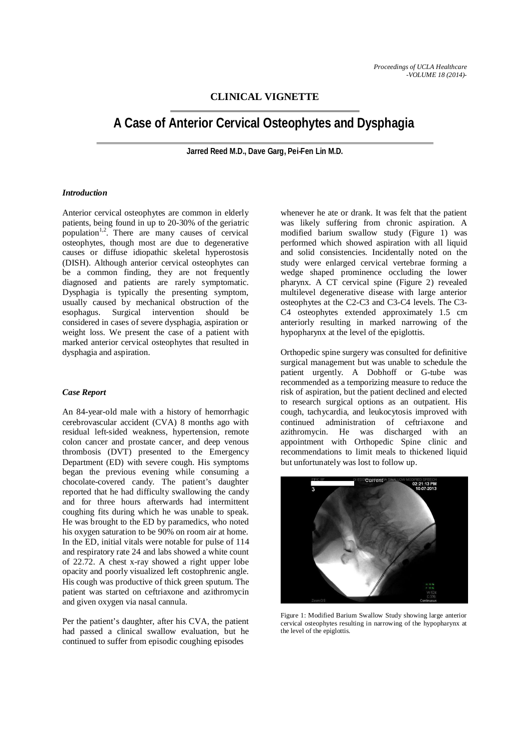## CLINICAL VIGNETTE

# A Case of Anterior Cervical Osteophytes and Dysphagia

**Jarred Reed M.D., Dave Garg, Pei-Fen Lin M.D.**

### *Introduction*

Anterior cervical osteophytes are common in elderly patients, being found in up to 20-30% of the geriatric population[1,2]. There are many causes of cervical osteophytes, though most are due to degenerative causes or diffuse idiopathic skeletal hyperostosis (DISH). Although anterior cervical osteophytes can be a common finding, they are not frequently diagnosed and patients are rarely symptomatic. Dysphagia is typically the presenting symptom, usually caused by mechanical obstruction of the esophagus. Surgical intervention should be considered in cases of severe dysphagia, aspiration or weight loss. We present the case of a patient with marked anterior cervical osteophytes that resulted in dysphagia and aspiration.

### *Case Report*

An 84-year-old male with a history of hemorrhagic cerebrovascular accident (CVA) 8 months ago with residual left-sided weakness, hypertension, remote colon cancer and prostate cancer, and deep venous thrombosis (DVT) presented to the Emergency Department (ED) with severe cough. His symptoms began the previous evening while consuming a chocolate-covered candy. The patient's daughter reported that he had difficulty swallowing the candy and for three hours afterwards had intermittent coughing fits during which he was unable to speak. He was brought to the ED by paramedics, who noted his oxygen saturation to be 90% on room air at home. In the ED, initial vitals were notable for pulse of 114 and respiratory rate 24 and labs showed a white count of 22.72. A chest x-ray showed a right upper lobe opacity and poorly visualized left costophrenic angle. His cough was productive of thick green sputum. The patient was started on ceftriaxone and azithromycin and given oxygen via nasal cannula.

Per the patient's daughter, after his CVA, the patient had passed a clinical swallow evaluation, but he continued to suffer from episodic coughing episodes whenever he ate or drank. It was felt that the patient was likely suffering from chronic aspiration. A modified barium swallow study (Figure 1) was performed which showed aspiration with all liquid and solid consistencies. Incidentally noted on the study were enlarged cervical vertebrae forming a wedge shaped prominence occluding the lower pharynx. A CT cervical spine (Figure 2) revealed multilevel degenerative disease with large anterior osteophytes at the C2-C3 and C3-C4 levels. The C3-C4 osteophytes extended approximately 1.5 cm anteriorly resulting in marked narrowing of the hypopharynx at the level of the epiglottis.

Orthopedic spine surgery was consulted for definitive surgical management but was unable to schedule the patient urgently. A Dobhoff or G-tube was recommended as a temporizing measure to reduce the risk of aspiration, but the patient declined and elected to research surgical options as an outpatient. His cough, tachycardia, and leukocytosis improved with continued administration of ceftriaxone and azithromycin. He was discharged with an appointment with Orthopedic Spine clinic and recommendations to limit meals to thickened liquid but unfortunately was lost to follow up.

Figure 1: Modified Barium Swallow Study showing large anterior cervical osteophytes resulting in narrowing of the hypopharynx at the level of the epiglottis.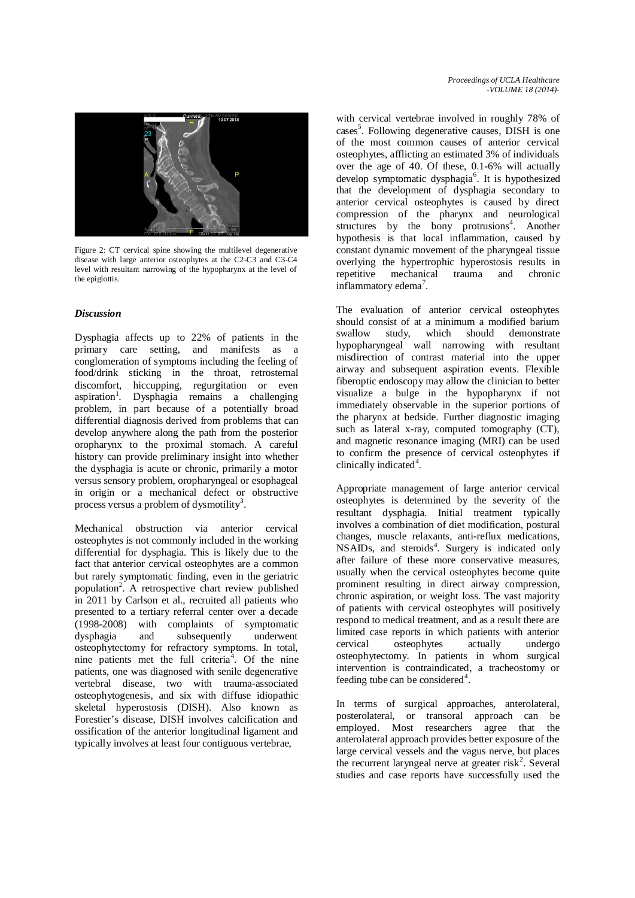Figure 2: CT cervical spine showing the multilevel degenerative disease with large anterior osteophytes at the C2-C3 and C3-C4 level with resultant narrowing of the hypopharynx at the level of the epiglottis.

### *Discussion*

Dysphagia affects up to 22% of patients in the primary care setting, and manifests as a conglomeration of symptoms including the feeling of food/drink sticking in the throat, retrosternal discomfort, hiccupping, regurgitation or even aspiration[1]. Dysphagia remains a challenging problem, in part because of a potentially broad differential diagnosis derived from problems that can develop anywhere along the path from the posterior oropharynx to the proximal stomach. A careful history can provide preliminary insight into whether the dysphagia is acute or chronic, primarily a motor versus sensory problem, oropharyngeal or esophageal in origin or a mechanical defect or obstructive process versus a problem of dysmotility[3].

Mechanical obstruction via anterior cervical osteophytes is not commonly included in the working differential for dysphagia. This is likely due to the fact that anterior cervical osteophytes are a common but rarely symptomatic finding, even in the geriatric population[2]. A retrospective chart review published in 2011 by Carlson et al., recruited all patients who presented to a tertiary referral center over a decade (1998-2008) with complaints of symptomatic dysphagia and subsequently underwent osteophytectomy for refractory symptoms. In total, nine patients met the full criteria[4]. Of the nine patients, one was diagnosed with senile degenerative vertebral disease, two with trauma-associated osteophytogenesis, and six with diffuse idiopathic skeletal hyperostosis (DISH). Also known as Forestier's disease, DISH involves calcification and ossification of the anterior longitudinal ligament and typically involves at least four contiguous vertebrae, with cervical vertebrae involved in roughly 78% of cases[5]. Following degenerative causes, DISH is one of the most common causes of anterior cervical osteophytes, afflicting an estimated 3% of individuals over the age of 40. Of these, 0.1-6% will actually develop symptomatic dysphagia[6]. It is hypothesized that the development of dysphagia secondary to anterior cervical osteophytes is caused by direct compression of the pharynx and neurological structures by the bony protrusions[4]. Another hypothesis is that local inflammation, caused by constant dynamic movement of the pharyngeal tissue overlying the hypertrophic hyperostosis results in repetitive mechanical trauma and chronic inflammatory edema[7].

The evaluation of anterior cervical osteophytes should consist of at a minimum a modified barium swallow study, which should demonstrate hypopharyngeal wall narrowing with resultant misdirection of contrast material into the upper airway and subsequent aspiration events. Flexible fiberoptic endoscopy may allow the clinician to better visualize a bulge in the hypopharynx if not immediately observable in the superior portions of the pharynx at bedside. Further diagnostic imaging such as lateral x-ray, computed tomography (CT), and magnetic resonance imaging (MRI) can be used to confirm the presence of cervical osteophytes if clinically indicated[4].

Appropriate management of large anterior cervical osteophytes is determined by the severity of the resultant dysphagia. Initial treatment typically involves a combination of diet modification, postural changes, muscle relaxants, anti-reflux medications, NSAIDs, and steroids[4]. Surgery is indicated only after failure of these more conservative measures, usually when the cervical osteophytes become quite prominent resulting in direct airway compression, chronic aspiration, or weight loss. The vast majority of patients with cervical osteophytes will positively respond to medical treatment, and as a result there are limited case reports in which patients with anterior cervical osteophytes actually undergo osteophytectomy. In patients in whom surgical intervention is contraindicated, a tracheostomy or feeding tube can be considered[4].

In terms of surgical approaches, anterolateral, posterolateral, or transoral approach can be employed. Most researchers agree that the anterolateral approach provides better exposure of the large cervical vessels and the vagus nerve, but places the recurrent laryngeal nerve at greater risk[2]. Several studies and case reports have successfully used the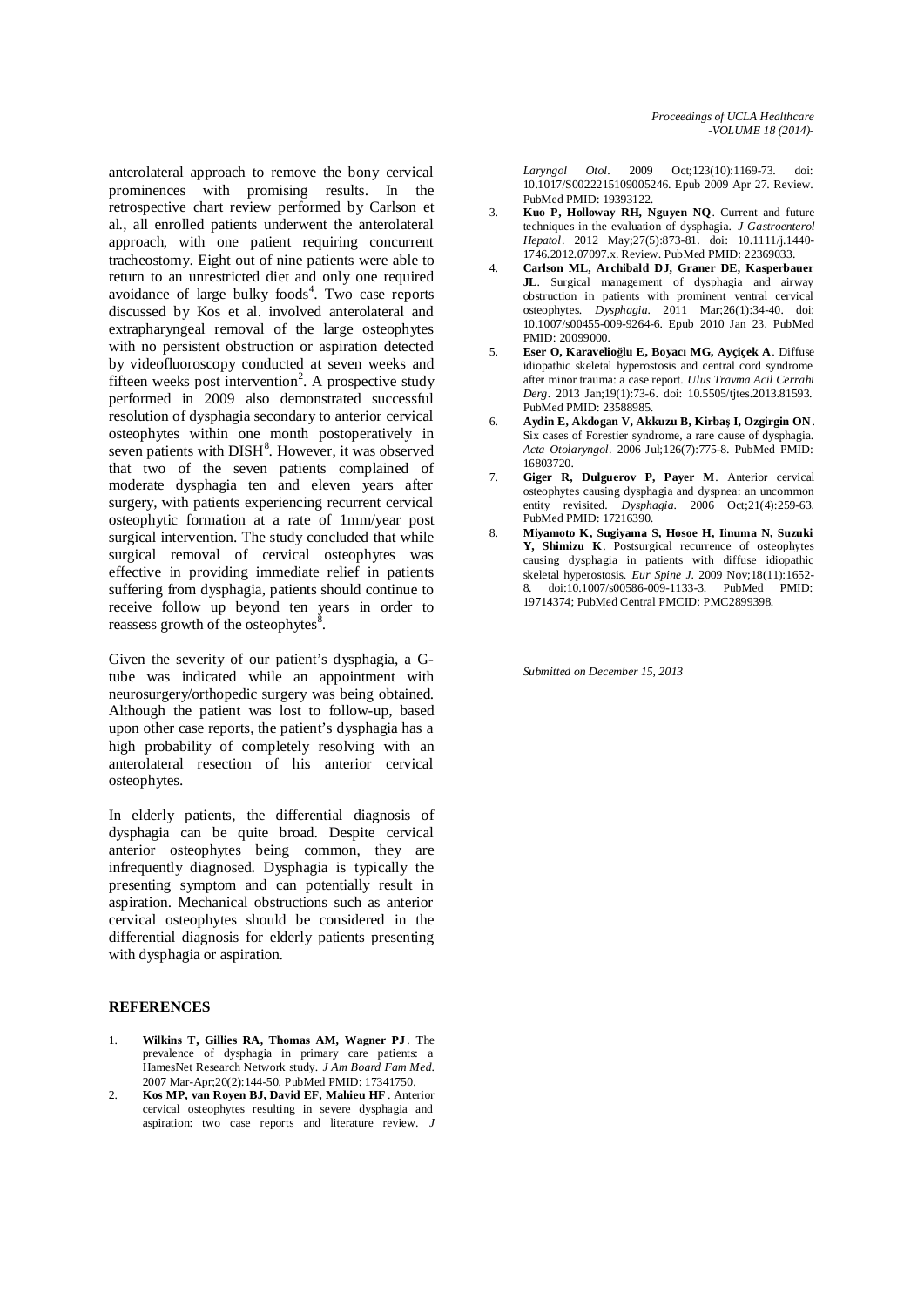anterolateral approach to remove the bony cervical prominences with promising results. In the retrospective chart review performed by Carlson et al., all enrolled patients underwent the anterolateral approach, with one patient requiring concurrent tracheostomy. Eight out of nine patients were able to return to an unrestricted diet and only one required avoidance of large bulky foods[4]. Two case reports discussed by Kos et al. involved anterolateral and extrapharyngeal removal of the large osteophytes with no persistent obstruction or aspiration detected by videofluoroscopy conducted at seven weeks and fifteen weeks post intervention[2]. A prospective study performed in 2009 also demonstrated successful resolution of dysphagia secondary to anterior cervical osteophytes within one month postoperatively in seven patients with DISH[8]. However, it was observed that two of the seven patients complained of moderate dysphagia ten and eleven years after surgery, with patients experiencing recurrent cervical osteophytic formation at a rate of 1mm/year post surgical intervention. The study concluded that while surgical removal of cervical osteophytes was effective in providing immediate relief in patients suffering from dysphagia, patients should continue to receive follow up beyond ten years in order to reassess growth of the osteophytes[8].

Given the severity of our patient's dysphagia, a G-tube was indicated while an appointment with neurosurgery/orthopedic surgery was being obtained. Although the patient was lost to follow-up, based upon other case reports, the patient's dysphagia has a high probability of completely resolving with an anterolateral resection of his anterior cervical osteophytes.

In elderly patients, the differential diagnosis of dysphagia can be quite broad. Despite cervical anterior osteophytes being common, they are infrequently diagnosed. Dysphagia is typically the presenting symptom and can potentially result in aspiration. Mechanical obstructions such as anterior cervical osteophytes should be considered in the differential diagnosis for elderly patients presenting with dysphagia or aspiration.

## REFERENCES

1. **Wilkins T, Gillies RA, Thomas AM, Wagner PJ**. The prevalence of dysphagia in primary care patients: a HamesNet Research Network study. *J Am Board Fam Med*. 2007 Mar-Apr;20(2):144-50. PubMed PMID: 17341750.
2. **Kos MP, van Royen BJ, David EF, Mahieu HF**. Anterior cervical osteophytes resulting in severe dysphagia and aspiration: two case reports and literature review. *J Laryngol Otol*. 2009 Oct;123(10):1169-73. doi: 10.1017/S0022215109005246. Epub 2009 Apr 27. Review. PubMed PMID: 19393122.
3. **Kuo P, Holloway RH, Nguyen NQ**. Current and future techniques in the evaluation of dysphagia. *J Gastroenterol Hepatol*. 2012 May;27(5):873-81. doi: 10.1111/j.1440-1746.2012.07097.x. Review. PubMed PMID: 22369033.
4. **Carlson ML, Archibald DJ, Graner DE, Kasperbauer JL**. Surgical management of dysphagia and airway obstruction in patients with prominent ventral cervical osteophytes. *Dysphagia*. 2011 Mar;26(1):34-40. doi: 10.1007/s00455-009-9264-6. Epub 2010 Jan 23. PubMed PMID: 20099000.
5. **Eser O, Karavelioğlu E, Boyacı MG, Ayçiçek A**. Diffuse idiopathic skeletal hyperostosis and central cord syndrome after minor trauma: a case report. *Ulus Travma Acil Cerrahi Derg*. 2013 Jan;19(1):73-6. doi: 10.5505/tjtes.2013.81593. PubMed PMID: 23588985.
6. **Aydin E, Akdogan V, Akkuzu B, Kirbaş I, Ozgirgin ON**. Six cases of Forestier syndrome, a rare cause of dysphagia. *Acta Otolaryngol*. 2006 Jul;126(7):775-8. PubMed PMID: 16803720.
7. **Giger R, Dulguerov P, Payer M**. Anterior cervical osteophytes causing dysphagia and dyspnea: an uncommon entity revisited. *Dysphagia*. 2006 Oct;21(4):259-63. PubMed PMID: 17216390.
8. **Miyamoto K, Sugiyama S, Hosoe H, Iinuma N, Suzuki Y, Shimizu K**. Postsurgical recurrence of osteophytes causing dysphagia in patients with diffuse idiopathic skeletal hyperostosis. *Eur Spine J*. 2009 Nov;18(11):1652-8. doi:10.1007/s00586-009-1133-3. PubMed PMID: 19714374; PubMed Central PMCID: PMC2899398.

*Submitted on December 15, 2013*